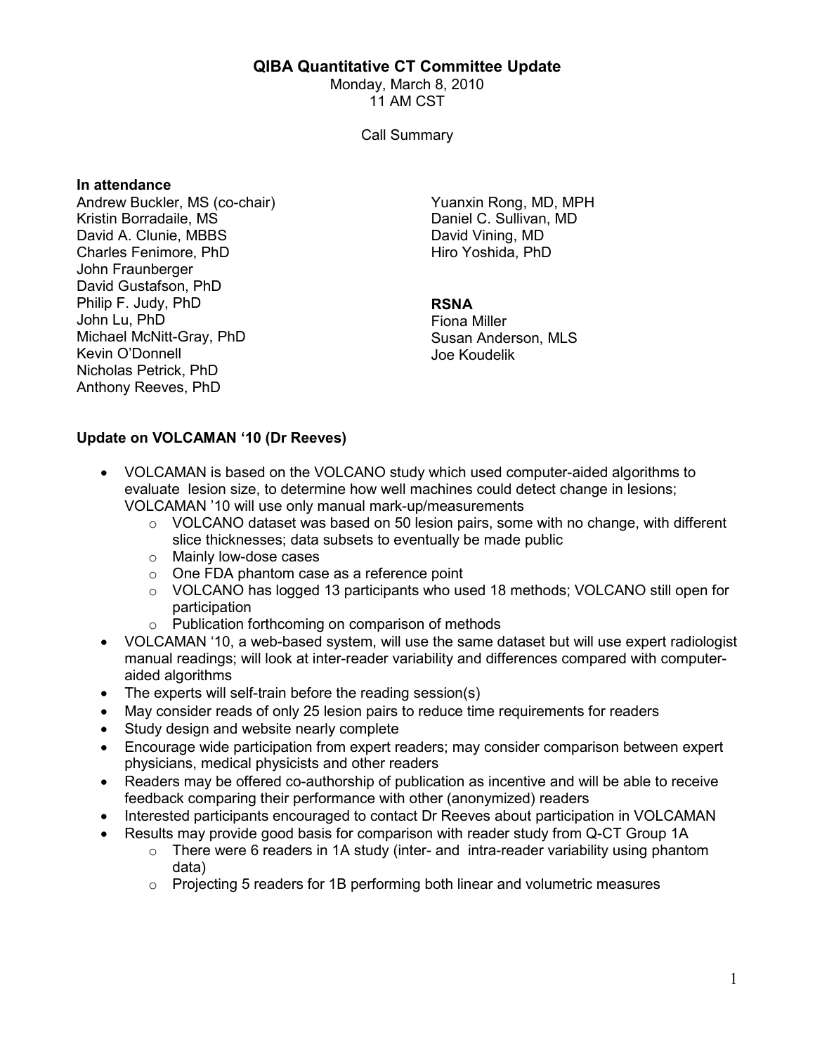# QIBA Quantitative CT Committee Update

Monday, March 8, 2010
11 AM CST

Call Summary

**In attendance**

Andrew Buckler, MS (co-chair)
Kristin Borradaile, MS
David A. Clunie, MBBS
Charles Fenimore, PhD
John Fraunberger
David Gustafson, PhD
Philip F. Judy, PhD
John Lu, PhD
Michael McNitt-Gray, PhD
Kevin O'Donnell
Nicholas Petrick, PhD
Anthony Reeves, PhD
Yuanxin Rong, MD, MPH
Daniel C. Sullivan, MD
David Vining, MD
Hiro Yoshida, PhD

**RSNA**

Fiona Miller
Susan Anderson, MLS
Joe Koudelik

**Update on VOLCAMAN '10 (Dr Reeves)**

- VOLCAMAN is based on the VOLCANO study which used computer-aided algorithms to evaluate lesion size, to determine how well machines could detect change in lesions; VOLCAMAN '10 will use only manual mark-up/measurements
  - VOLCANO dataset was based on 50 lesion pairs, some with no change, with different slice thicknesses; data subsets to eventually be made public
  - Mainly low-dose cases
  - One FDA phantom case as a reference point
  - VOLCANO has logged 13 participants who used 18 methods; VOLCANO still open for participation
  - Publication forthcoming on comparison of methods
- VOLCAMAN '10, a web-based system, will use the same dataset but will use expert radiologist manual readings; will look at inter-reader variability and differences compared with computer-aided algorithms
- The experts will self-train before the reading session(s)
- May consider reads of only 25 lesion pairs to reduce time requirements for readers
- Study design and website nearly complete
- Encourage wide participation from expert readers; may consider comparison between expert physicians, medical physicists and other readers
- Readers may be offered co-authorship of publication as incentive and will be able to receive feedback comparing their performance with other (anonymized) readers
- Interested participants encouraged to contact Dr Reeves about participation in VOLCAMAN
- Results may provide good basis for comparison with reader study from Q-CT Group 1A
  - There were 6 readers in 1A study (inter- and intra-reader variability using phantom data)
  - Projecting 5 readers for 1B performing both linear and volumetric measures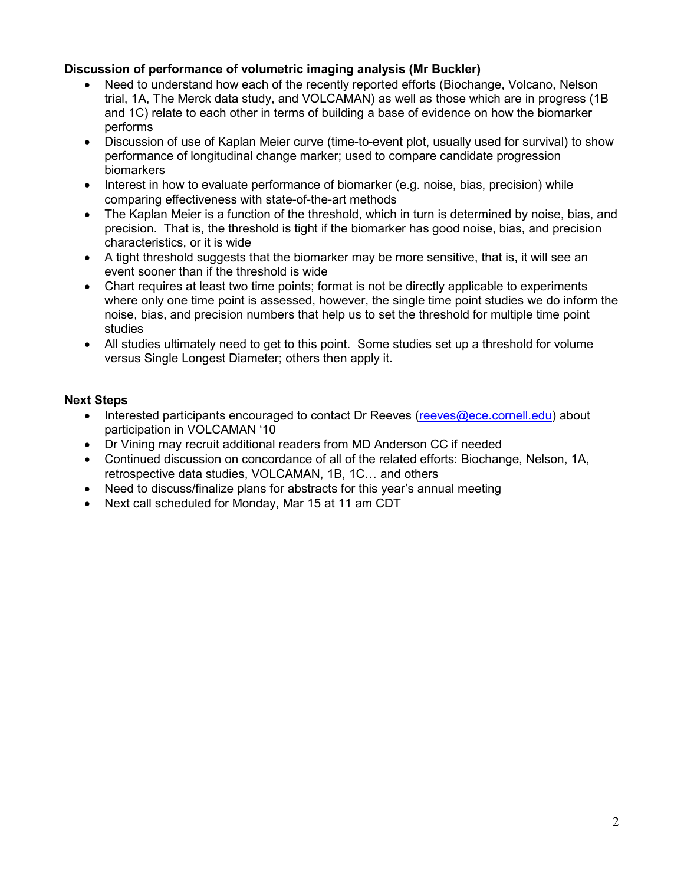**Discussion of performance of volumetric imaging analysis (Mr Buckler)**

- Need to understand how each of the recently reported efforts (Biochange, Volcano, Nelson trial, 1A, The Merck data study, and VOLCAMAN) as well as those which are in progress (1B and 1C) relate to each other in terms of building a base of evidence on how the biomarker performs
- Discussion of use of Kaplan Meier curve (time-to-event plot, usually used for survival) to show performance of longitudinal change marker; used to compare candidate progression biomarkers
- Interest in how to evaluate performance of biomarker (e.g. noise, bias, precision) while comparing effectiveness with state-of-the-art methods
- The Kaplan Meier is a function of the threshold, which in turn is determined by noise, bias, and precision. That is, the threshold is tight if the biomarker has good noise, bias, and precision characteristics, or it is wide
- A tight threshold suggests that the biomarker may be more sensitive, that is, it will see an event sooner than if the threshold is wide
- Chart requires at least two time points; format is not be directly applicable to experiments where only one time point is assessed, however, the single time point studies we do inform the noise, bias, and precision numbers that help us to set the threshold for multiple time point studies
- All studies ultimately need to get to this point. Some studies set up a threshold for volume versus Single Longest Diameter; others then apply it.

**Next Steps**

- Interested participants encouraged to contact Dr Reeves (reeves@ece.cornell.edu) about participation in VOLCAMAN '10
- Dr Vining may recruit additional readers from MD Anderson CC if needed
- Continued discussion on concordance of all of the related efforts: Biochange, Nelson, 1A, retrospective data studies, VOLCAMAN, 1B, 1C… and others
- Need to discuss/finalize plans for abstracts for this year's annual meeting
- Next call scheduled for Monday, Mar 15 at 11 am CDT